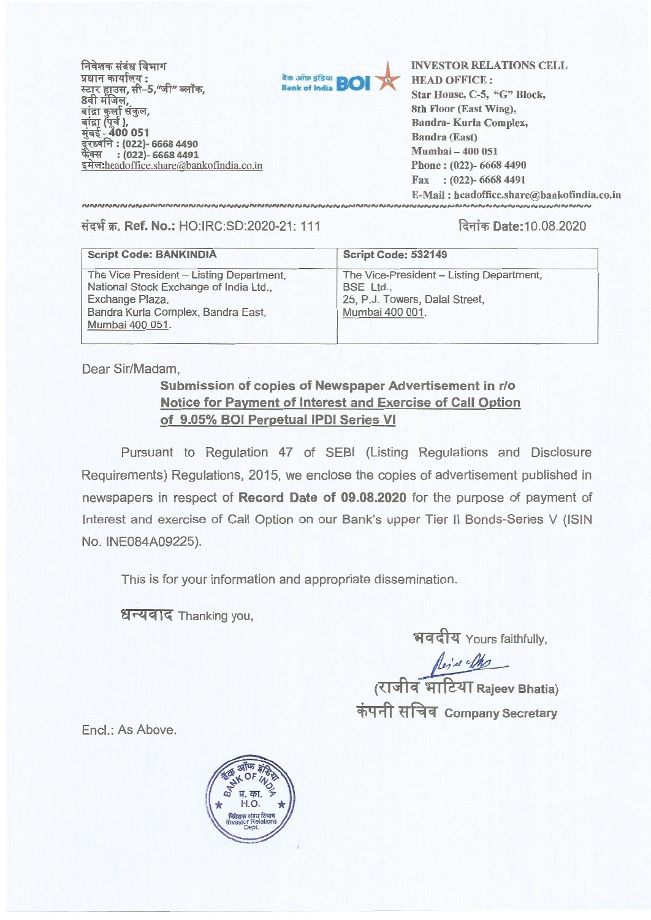निवेशक संबंध विभाग
प्रधान कार्यालय :
स्टार हाउस, सी–5,"जी" ब्लॉक,
8वी मंजिल,
बांद्रा कुर्ला संकुल,
बांद्रा (पूर्व ),
मुंबई - 400 051
दूरध्वनि : (022)- 6668 4490
फेक्स : (022)- 6668 4491
इमेल:headoffice.share@bankofindia.co.in

बैंक ऑफ इंडिया Bank of India BOI

INVESTOR RELATIONS CELL
HEAD OFFICE :
Star House, C-5, "G" Block,
8th Floor (East Wing),
Bandra- Kurla Complex,
Bandra (East)
Mumbai – 400 051
Phone : (022)- 6668 4490
Fax : (022)- 6668 4491
E-Mail : headoffice.share@bankofindia.co.in

संदर्भ क्र. **Ref. No.:** HO:IRC:SD:2020-21: 111

दिनांक **Date:**10.08.2020

| Script Code: BANKINDIA | Script Code: 532149 |
|---|---|
| The Vice President – Listing Department, National Stock Exchange of India Ltd., Exchange Plaza, Bandra Kurla Complex, Bandra East, Mumbai 400 051. | The Vice-President – Listing Department, BSE Ltd., 25, P.J. Towers, Dalal Street, Mumbai 400 001. |

Dear Sir/Madam,

**Submission of copies of Newspaper Advertisement in r/o Notice for Payment of Interest and Exercise of Call Option of 9.05% BOI Perpetual IPDI Series VI**

Pursuant to Regulation 47 of SEBI (Listing Regulations and Disclosure Requirements) Regulations, 2015, we enclose the copies of advertisement published in newspapers in respect of **Record Date of 09.08.2020** for the purpose of payment of Interest and exercise of Call Option on our Bank's upper Tier II Bonds-Series V (ISIN No. INE084A09225).

This is for your information and appropriate dissemination.

धन्यवाद Thanking you,

भवदीय Yours faithfully,

(राजीव भाटिया Rajeev Bhatia)
कंपनी सचिव Company Secretary

Encl.: As Above.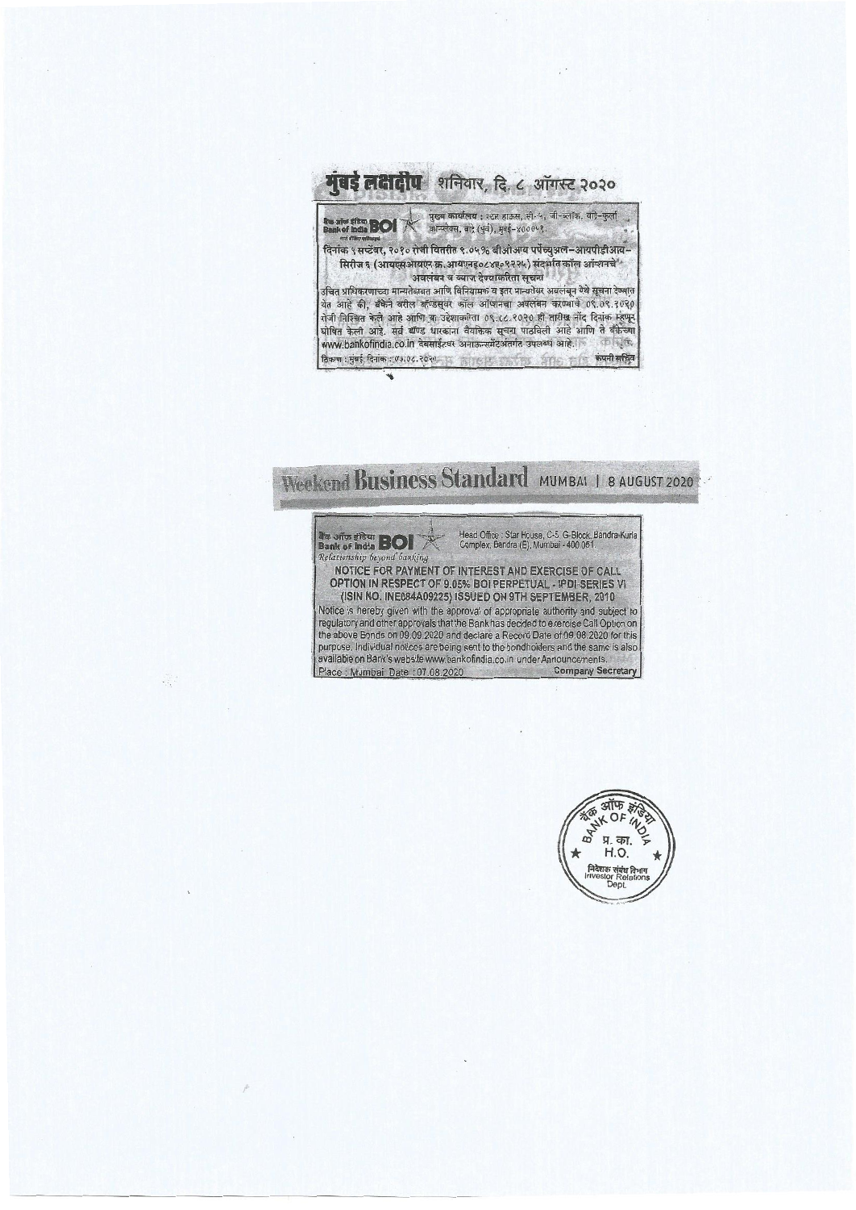## मुंबई लक्षदीप शनिवार, दि. ८ ऑगस्ट २०२०

बँक ऑफ इंडिया BOI
Bank of India

मुख्य कार्यालय : स्टार हाऊस, सी-५, जी-ब्लॉक, बांद्रे-कुर्ला कॉम्प्लेक्स, बांद्रे (पूर्व), मुंबई-४०००५१.

**दिनांक ९ सप्टेंबर, २०१० रोजी वितरीत ९.०५% बीओआय पर्पेच्युअल–आयपीडीआय–सिरीज ६ (आयएसआयएन क्र. आयएनई०८४ए०९२२५) संदर्भात कॉल ऑप्शनचे अवलंबन व व्याज देण्याकरिता सूचना**

उचित प्राधिकरणाच्या मान्यतेबाबत आणि विनियामक व इतर मान्यतेवर अवलंबून येथे सूचना देण्यात येत आहे की, बँकेने वरील बॉण्डसवर कॉल ऑप्शनचा अवलंब करण्याचे ०९.०९.२०२० रोजी निश्चित केले आहे आणि या उद्देशाकरिता ०९.०८.२०२० ही तारीख नोंद दिनांक म्हणून घोषित केली आहे. सर्व बॉण्ड धारकांना वैयक्तिक सूचना पाठविली आहे आणि ते बँकेच्या www.bankofindia.co.in वेबसाईटवर अनाऊन्समेंटअंतर्गत उपलब्ध आहे.

ठिकाण : मुंबई दिनांक : ०७.०८.२०२० कंपनी सचिव

## Weekend Business Standard MUMBAI | 8 AUGUST 2020

बँक ऑफ इंडिया BOI
Bank of India
*Relationship beyond banking*

Head Office : Star House, C-5, G-Block, Bandra-Kurla Complex, Bandra (E), Mumbai - 400 051

**NOTICE FOR PAYMENT OF INTEREST AND EXERCISE OF CALL OPTION IN RESPECT OF 9.05% BOI PERPETUAL - IPDI SERIES VI (ISIN NO. INE084A09225) ISSUED ON 9TH SEPTEMBER, 2010**

Notice is hereby given with the approval of appropriate authority and subject to regulatory and other approvals that the Bank has decided to exercise Call Option on the above Bonds on 09.09.2020 and declare a Record Date of 09.08.2020 for this purpose. Individual notices are being sent to the bondholders and the same is also available on Bank's website www.bankofindia.co.in under Announcements.

Place : Mumbai Date : 07.08.2020 **Company Secretary**

बैंक ऑफ इंडिया BANK OF INDIA
प्र. का.
H.O.
निवेशक संबंध विभाग
Investor Relations Dept.